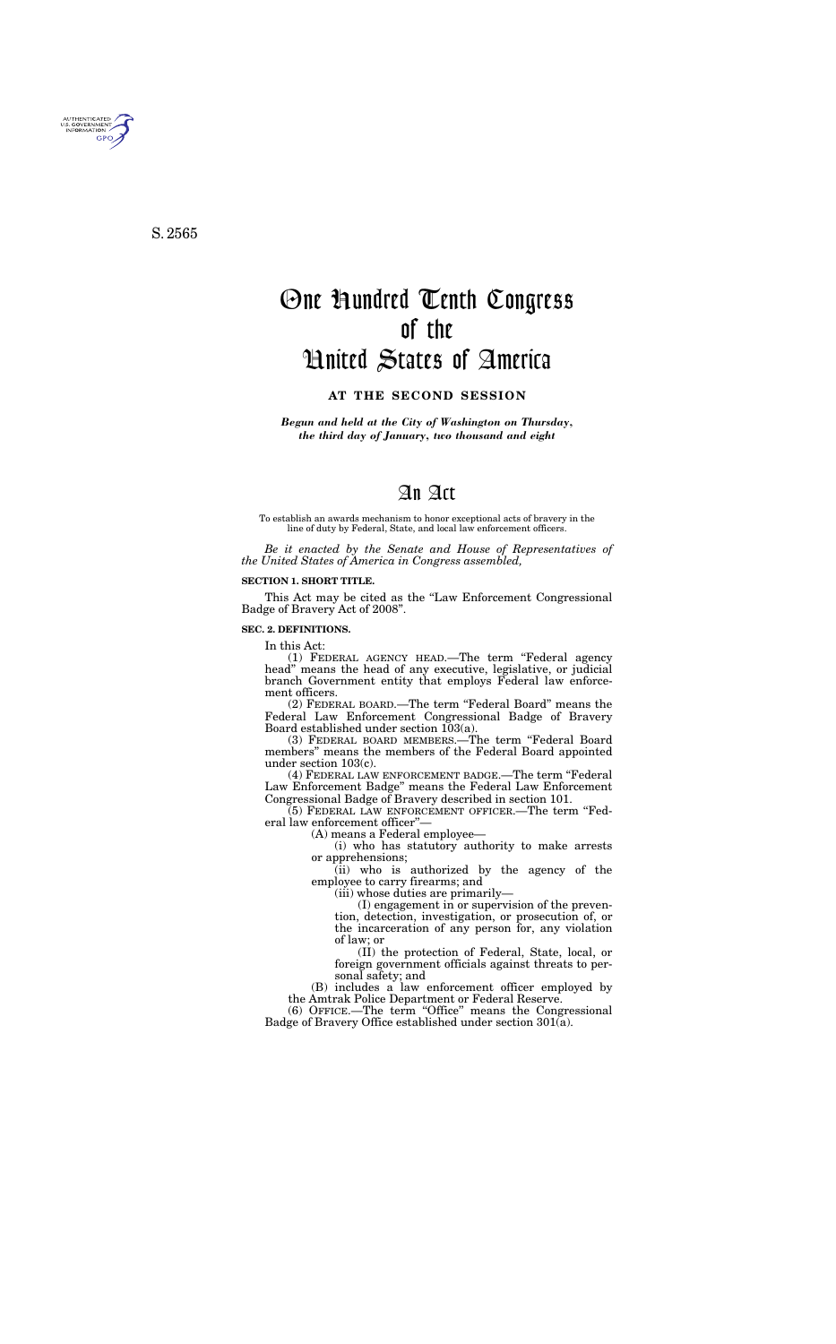S. 2565

# One Hundred Tenth Congress of the United States of America

**AT THE SECOND SESSION**

***Begun and held at the City of Washington on Thursday, the third day of January, two thousand and eight***

# An Act

To establish an awards mechanism to honor exceptional acts of bravery in the line of duty by Federal, State, and local law enforcement officers.

*Be it enacted by the Senate and House of Representatives of the United States of America in Congress assembled,*

**SECTION 1. SHORT TITLE.**

This Act may be cited as the "Law Enforcement Congressional Badge of Bravery Act of 2008".

**SEC. 2. DEFINITIONS.**

In this Act:

(1) FEDERAL AGENCY HEAD.—The term "Federal agency head" means the head of any executive, legislative, or judicial branch Government entity that employs Federal law enforcement officers.

(2) FEDERAL BOARD.—The term "Federal Board" means the Federal Law Enforcement Congressional Badge of Bravery Board established under section 103(a).

(3) FEDERAL BOARD MEMBERS.—The term "Federal Board members" means the members of the Federal Board appointed under section 103(c).

(4) FEDERAL LAW ENFORCEMENT BADGE.—The term "Federal Law Enforcement Badge" means the Federal Law Enforcement Congressional Badge of Bravery described in section 101.

(5) FEDERAL LAW ENFORCEMENT OFFICER.—The term "Federal law enforcement officer"—

(A) means a Federal employee—

(i) who has statutory authority to make arrests or apprehensions;

(ii) who is authorized by the agency of the employee to carry firearms; and

(iii) whose duties are primarily—

(I) engagement in or supervision of the prevention, detection, investigation, or prosecution of, or the incarceration of any person for, any violation of law; or

(II) the protection of Federal, State, local, or foreign government officials against threats to personal safety; and

(B) includes a law enforcement officer employed by the Amtrak Police Department or Federal Reserve.

(6) OFFICE.—The term "Office" means the Congressional Badge of Bravery Office established under section 301(a).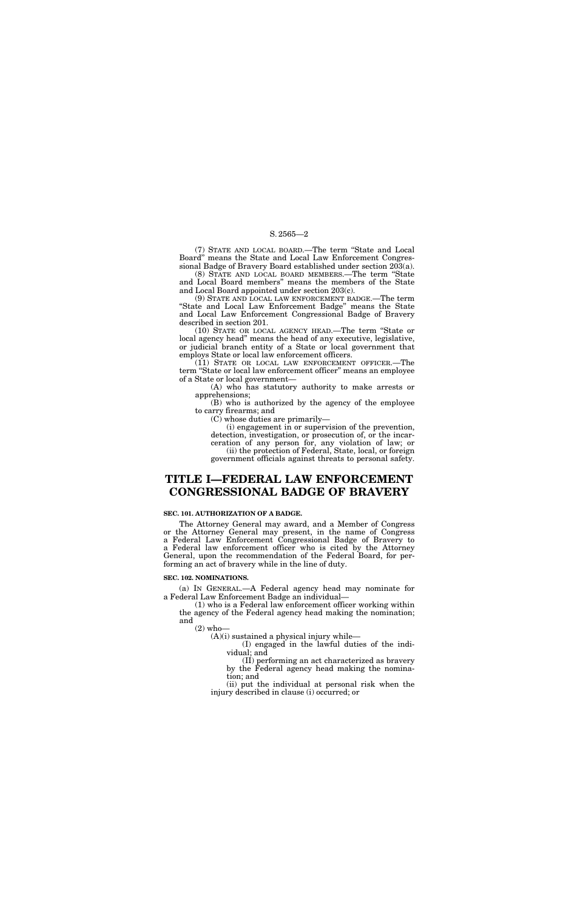(7) STATE AND LOCAL BOARD.—The term "State and Local Board" means the State and Local Law Enforcement Congressional Badge of Bravery Board established under section 203(a).

(8) STATE AND LOCAL BOARD MEMBERS.—The term "State and Local Board members" means the members of the State and Local Board appointed under section 203(c).

(9) STATE AND LOCAL LAW ENFORCEMENT BADGE.—The term "State and Local Law Enforcement Badge" means the State and Local Law Enforcement Congressional Badge of Bravery described in section 201.

(10) STATE OR LOCAL AGENCY HEAD.—The term "State or local agency head" means the head of any executive, legislative, or judicial branch entity of a State or local government that employs State or local law enforcement officers.

(11) STATE OR LOCAL LAW ENFORCEMENT OFFICER.—The term "State or local law enforcement officer" means an employee of a State or local government—

(A) who has statutory authority to make arrests or apprehensions;

(B) who is authorized by the agency of the employee to carry firearms; and

(C) whose duties are primarily—

(i) engagement in or supervision of the prevention, detection, investigation, or prosecution of, or the incarceration of any person for, any violation of law; or

(ii) the protection of Federal, State, local, or foreign government officials against threats to personal safety.

# TITLE I—FEDERAL LAW ENFORCEMENT CONGRESSIONAL BADGE OF BRAVERY

### SEC. 101. AUTHORIZATION OF A BADGE.

The Attorney General may award, and a Member of Congress or the Attorney General may present, in the name of Congress a Federal Law Enforcement Congressional Badge of Bravery to a Federal law enforcement officer who is cited by the Attorney General, upon the recommendation of the Federal Board, for performing an act of bravery while in the line of duty.

### SEC. 102. NOMINATIONS.

(a) IN GENERAL.—A Federal agency head may nominate for a Federal Law Enforcement Badge an individual—

(1) who is a Federal law enforcement officer working within the agency of the Federal agency head making the nomination; and

(2) who—

(A)(i) sustained a physical injury while—

(I) engaged in the lawful duties of the individual; and

(II) performing an act characterized as bravery by the Federal agency head making the nomination; and

(ii) put the individual at personal risk when the injury described in clause (i) occurred; or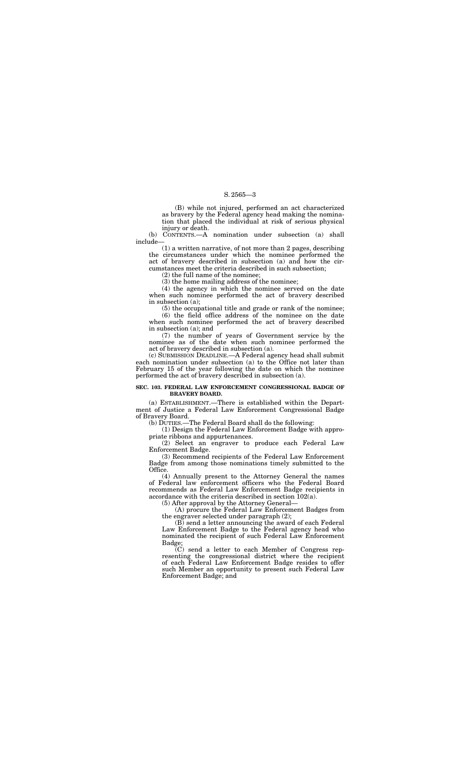(B) while not injured, performed an act characterized as bravery by the Federal agency head making the nomination that placed the individual at risk of serious physical injury or death.

(b) CONTENTS.—A nomination under subsection (a) shall include—

(1) a written narrative, of not more than 2 pages, describing the circumstances under which the nominee performed the act of bravery described in subsection (a) and how the circumstances meet the criteria described in such subsection;

(2) the full name of the nominee;

(3) the home mailing address of the nominee;

(4) the agency in which the nominee served on the date when such nominee performed the act of bravery described in subsection (a);

(5) the occupational title and grade or rank of the nominee;

(6) the field office address of the nominee on the date when such nominee performed the act of bravery described in subsection (a); and

(7) the number of years of Government service by the nominee as of the date when such nominee performed the act of bravery described in subsection (a).

(c) SUBMISSION DEADLINE.—A Federal agency head shall submit each nomination under subsection (a) to the Office not later than February 15 of the year following the date on which the nominee performed the act of bravery described in subsection (a).

**SEC. 103. FEDERAL LAW ENFORCEMENT CONGRESSIONAL BADGE OF BRAVERY BOARD.**

(a) ESTABLISHMENT.—There is established within the Department of Justice a Federal Law Enforcement Congressional Badge of Bravery Board.

(b) DUTIES.—The Federal Board shall do the following:

(1) Design the Federal Law Enforcement Badge with appropriate ribbons and appurtenances.

(2) Select an engraver to produce each Federal Law Enforcement Badge.

(3) Recommend recipients of the Federal Law Enforcement Badge from among those nominations timely submitted to the Office.

(4) Annually present to the Attorney General the names of Federal law enforcement officers who the Federal Board recommends as Federal Law Enforcement Badge recipients in accordance with the criteria described in section 102(a).

(5) After approval by the Attorney General—

(A) procure the Federal Law Enforcement Badges from the engraver selected under paragraph (2);

(B) send a letter announcing the award of each Federal Law Enforcement Badge to the Federal agency head who nominated the recipient of such Federal Law Enforcement Badge;

(C) send a letter to each Member of Congress representing the congressional district where the recipient of each Federal Law Enforcement Badge resides to offer such Member an opportunity to present such Federal Law Enforcement Badge; and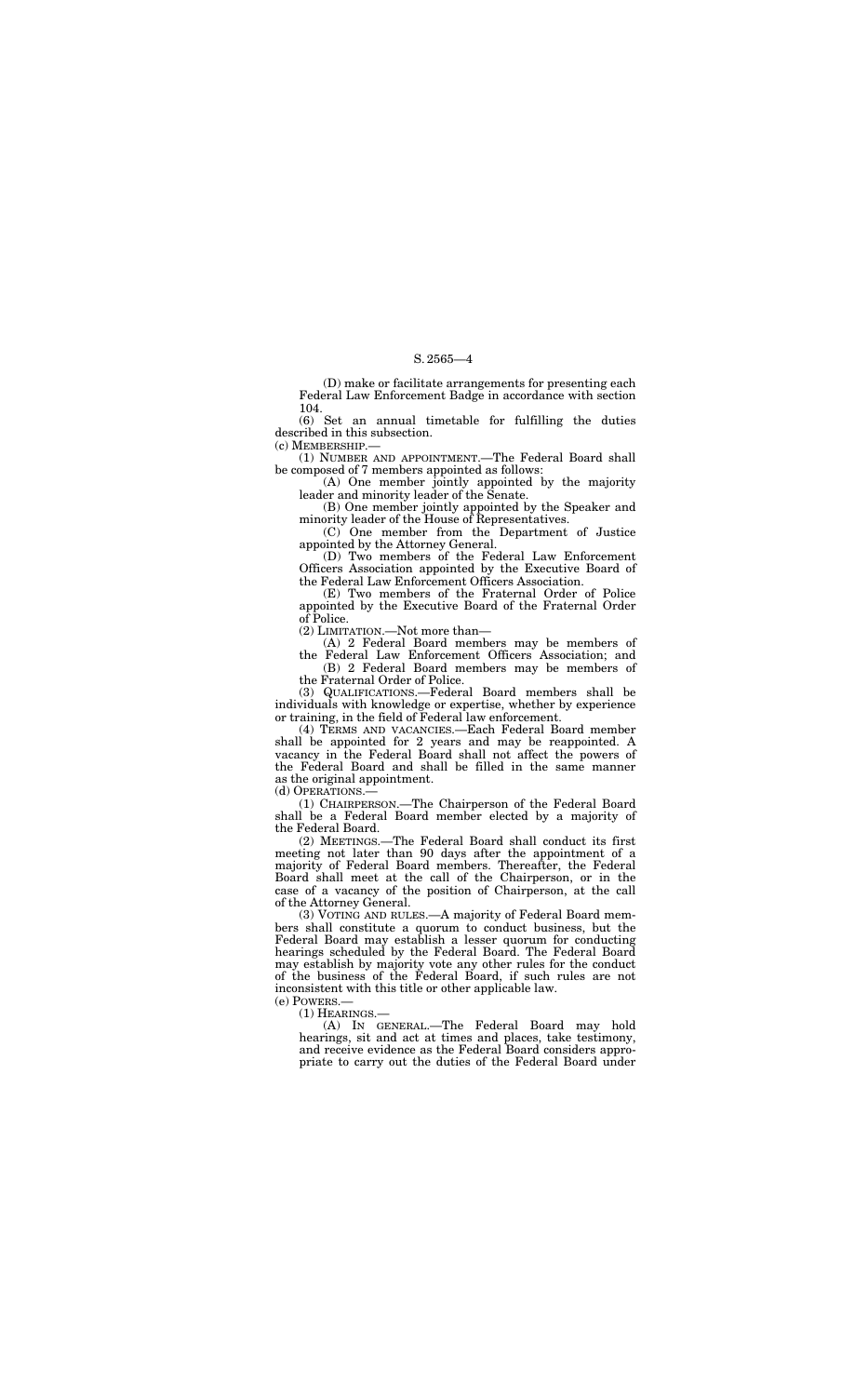(D) make or facilitate arrangements for presenting each Federal Law Enforcement Badge in accordance with section 104.

(6) Set an annual timetable for fulfilling the duties described in this subsection.

(c) MEMBERSHIP.—

(1) NUMBER AND APPOINTMENT.—The Federal Board shall be composed of 7 members appointed as follows:

(A) One member jointly appointed by the majority leader and minority leader of the Senate.

(B) One member jointly appointed by the Speaker and minority leader of the House of Representatives.

(C) One member from the Department of Justice appointed by the Attorney General.

(D) Two members of the Federal Law Enforcement Officers Association appointed by the Executive Board of the Federal Law Enforcement Officers Association.

(E) Two members of the Fraternal Order of Police appointed by the Executive Board of the Fraternal Order of Police.

(2) LIMITATION.—Not more than—

(A) 2 Federal Board members may be members of the Federal Law Enforcement Officers Association; and

(B) 2 Federal Board members may be members of the Fraternal Order of Police.

(3) QUALIFICATIONS.—Federal Board members shall be individuals with knowledge or expertise, whether by experience or training, in the field of Federal law enforcement.

(4) TERMS AND VACANCIES.—Each Federal Board member shall be appointed for 2 years and may be reappointed. A vacancy in the Federal Board shall not affect the powers of the Federal Board and shall be filled in the same manner as the original appointment.

(d) OPERATIONS.—

(1) CHAIRPERSON.—The Chairperson of the Federal Board shall be a Federal Board member elected by a majority of the Federal Board.

(2) MEETINGS.—The Federal Board shall conduct its first meeting not later than 90 days after the appointment of a majority of Federal Board members. Thereafter, the Federal Board shall meet at the call of the Chairperson, or in the case of a vacancy of the position of Chairperson, at the call of the Attorney General.

(3) VOTING AND RULES.—A majority of Federal Board members shall constitute a quorum to conduct business, but the Federal Board may establish a lesser quorum for conducting hearings scheduled by the Federal Board. The Federal Board may establish by majority vote any other rules for the conduct of the business of the Federal Board, if such rules are not inconsistent with this title or other applicable law.

(e) POWERS.—

(1) HEARINGS.—

(A) IN GENERAL.—The Federal Board may hold hearings, sit and act at times and places, take testimony, and receive evidence as the Federal Board considers appropriate to carry out the duties of the Federal Board under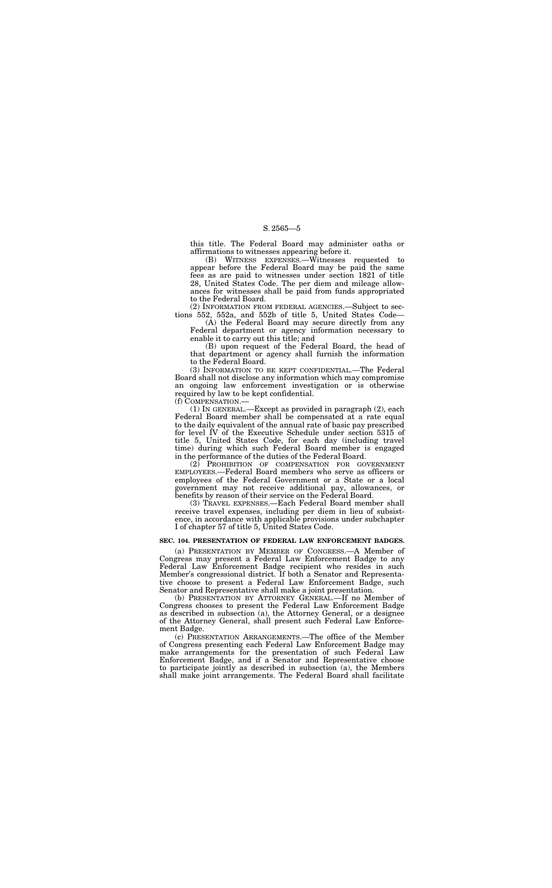this title. The Federal Board may administer oaths or affirmations to witnesses appearing before it.

(B) WITNESS EXPENSES.—Witnesses requested to appear before the Federal Board may be paid the same fees as are paid to witnesses under section 1821 of title 28, United States Code. The per diem and mileage allowances for witnesses shall be paid from funds appropriated to the Federal Board.

(2) INFORMATION FROM FEDERAL AGENCIES.—Subject to sections 552, 552a, and 552b of title 5, United States Code—

(A) the Federal Board may secure directly from any Federal department or agency information necessary to enable it to carry out this title; and

(B) upon request of the Federal Board, the head of that department or agency shall furnish the information to the Federal Board.

(3) INFORMATION TO BE KEPT CONFIDENTIAL.—The Federal Board shall not disclose any information which may compromise an ongoing law enforcement investigation or is otherwise required by law to be kept confidential.

(f) COMPENSATION.—

(1) IN GENERAL.—Except as provided in paragraph (2), each Federal Board member shall be compensated at a rate equal to the daily equivalent of the annual rate of basic pay prescribed for level IV of the Executive Schedule under section 5315 of title 5, United States Code, for each day (including travel time) during which such Federal Board member is engaged in the performance of the duties of the Federal Board.

(2) PROHIBITION OF COMPENSATION FOR GOVERNMENT EMPLOYEES.—Federal Board members who serve as officers or employees of the Federal Government or a State or a local government may not receive additional pay, allowances, or benefits by reason of their service on the Federal Board.

(3) TRAVEL EXPENSES.—Each Federal Board member shall receive travel expenses, including per diem in lieu of subsistence, in accordance with applicable provisions under subchapter I of chapter 57 of title 5, United States Code.

**SEC. 104. PRESENTATION OF FEDERAL LAW ENFORCEMENT BADGES.**

(a) PRESENTATION BY MEMBER OF CONGRESS.—A Member of Congress may present a Federal Law Enforcement Badge to any Federal Law Enforcement Badge recipient who resides in such Member's congressional district. If both a Senator and Representative choose to present a Federal Law Enforcement Badge, such Senator and Representative shall make a joint presentation.

(b) PRESENTATION BY ATTORNEY GENERAL.—If no Member of Congress chooses to present the Federal Law Enforcement Badge as described in subsection (a), the Attorney General, or a designee of the Attorney General, shall present such Federal Law Enforcement Badge.

(c) PRESENTATION ARRANGEMENTS.—The office of the Member of Congress presenting each Federal Law Enforcement Badge may make arrangements for the presentation of such Federal Law Enforcement Badge, and if a Senator and Representative choose to participate jointly as described in subsection (a), the Members shall make joint arrangements. The Federal Board shall facilitate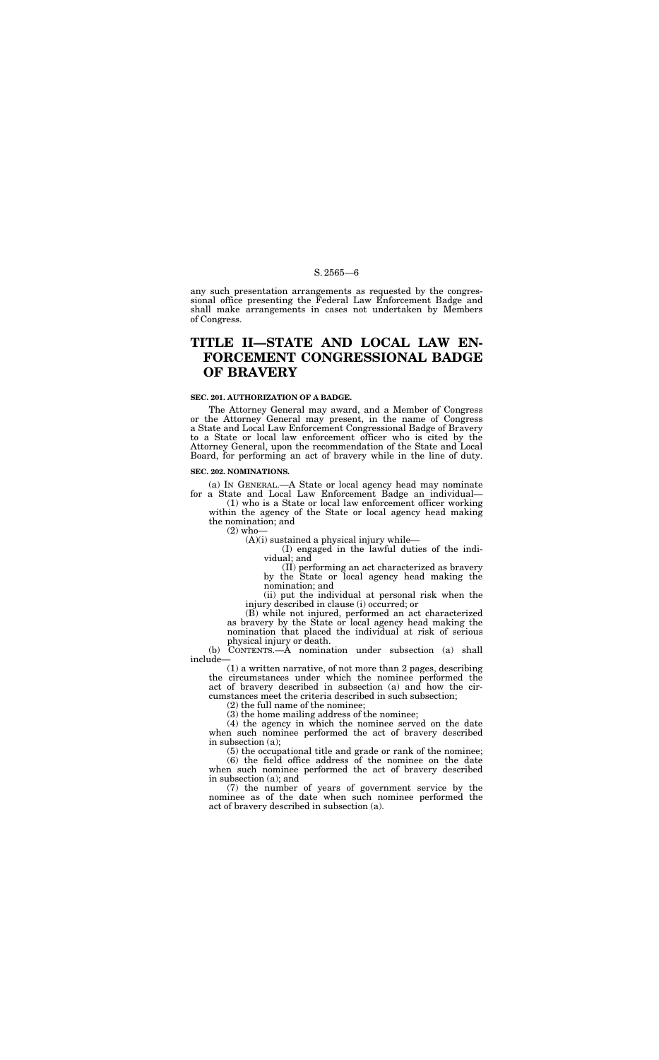any such presentation arrangements as requested by the congressional office presenting the Federal Law Enforcement Badge and shall make arrangements in cases not undertaken by Members of Congress.

# TITLE II—STATE AND LOCAL LAW ENFORCEMENT CONGRESSIONAL BADGE OF BRAVERY

### SEC. 201. AUTHORIZATION OF A BADGE.

The Attorney General may award, and a Member of Congress or the Attorney General may present, in the name of Congress a State and Local Law Enforcement Congressional Badge of Bravery to a State or local law enforcement officer who is cited by the Attorney General, upon the recommendation of the State and Local Board, for performing an act of bravery while in the line of duty.

### SEC. 202. NOMINATIONS.

(a) IN GENERAL.—A State or local agency head may nominate for a State and Local Law Enforcement Badge an individual—

(1) who is a State or local law enforcement officer working within the agency of the State or local agency head making the nomination; and

(2) who—

(A)(i) sustained a physical injury while—

(I) engaged in the lawful duties of the individual; and

(II) performing an act characterized as bravery by the State or local agency head making the nomination; and

(ii) put the individual at personal risk when the injury described in clause (i) occurred; or

(B) while not injured, performed an act characterized as bravery by the State or local agency head making the nomination that placed the individual at risk of serious physical injury or death.

(b) CONTENTS.—A nomination under subsection (a) shall include—

(1) a written narrative, of not more than 2 pages, describing the circumstances under which the nominee performed the act of bravery described in subsection (a) and how the circumstances meet the criteria described in such subsection;

(2) the full name of the nominee;

(3) the home mailing address of the nominee;

(4) the agency in which the nominee served on the date when such nominee performed the act of bravery described in subsection (a);

(5) the occupational title and grade or rank of the nominee;

(6) the field office address of the nominee on the date when such nominee performed the act of bravery described in subsection (a); and

(7) the number of years of government service by the nominee as of the date when such nominee performed the act of bravery described in subsection (a).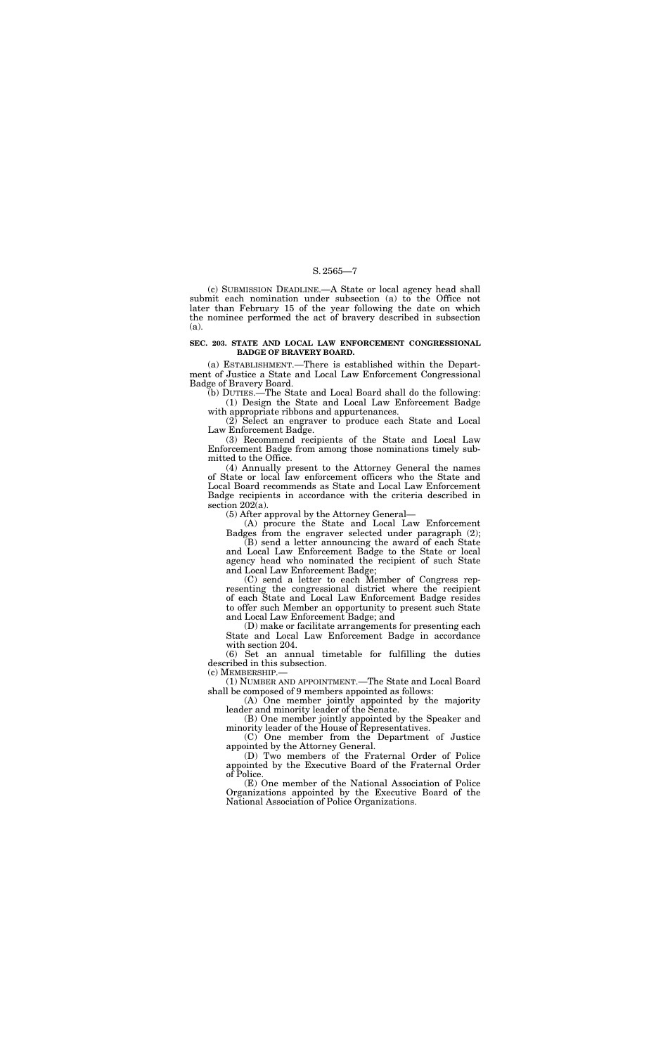(c) SUBMISSION DEADLINE.—A State or local agency head shall submit each nomination under subsection (a) to the Office not later than February 15 of the year following the date on which the nominee performed the act of bravery described in subsection (a).

**SEC. 203. STATE AND LOCAL LAW ENFORCEMENT CONGRESSIONAL BADGE OF BRAVERY BOARD.**

(a) ESTABLISHMENT.—There is established within the Department of Justice a State and Local Law Enforcement Congressional Badge of Bravery Board.

(b) DUTIES.—The State and Local Board shall do the following:

(1) Design the State and Local Law Enforcement Badge with appropriate ribbons and appurtenances.

(2) Select an engraver to produce each State and Local Law Enforcement Badge.

(3) Recommend recipients of the State and Local Law Enforcement Badge from among those nominations timely submitted to the Office.

(4) Annually present to the Attorney General the names of State or local law enforcement officers who the State and Local Board recommends as State and Local Law Enforcement Badge recipients in accordance with the criteria described in section 202(a).

(5) After approval by the Attorney General—

(A) procure the State and Local Law Enforcement Badges from the engraver selected under paragraph (2);

(B) send a letter announcing the award of each State and Local Law Enforcement Badge to the State or local agency head who nominated the recipient of such State and Local Law Enforcement Badge;

(C) send a letter to each Member of Congress representing the congressional district where the recipient of each State and Local Law Enforcement Badge resides to offer such Member an opportunity to present such State and Local Law Enforcement Badge; and

(D) make or facilitate arrangements for presenting each State and Local Law Enforcement Badge in accordance with section 204.

(6) Set an annual timetable for fulfilling the duties described in this subsection.

(c) MEMBERSHIP.—

(1) NUMBER AND APPOINTMENT.—The State and Local Board shall be composed of 9 members appointed as follows:

(A) One member jointly appointed by the majority leader and minority leader of the Senate.

(B) One member jointly appointed by the Speaker and minority leader of the House of Representatives.

(C) One member from the Department of Justice appointed by the Attorney General.

(D) Two members of the Fraternal Order of Police appointed by the Executive Board of the Fraternal Order of Police.

(E) One member of the National Association of Police Organizations appointed by the Executive Board of the National Association of Police Organizations.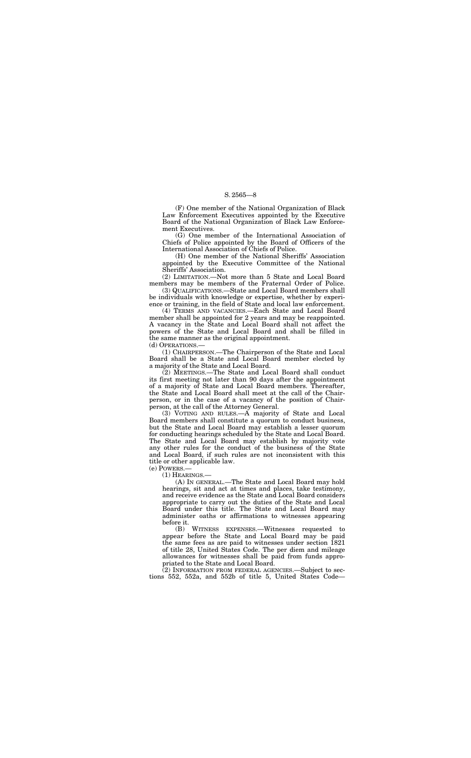(F) One member of the National Organization of Black Law Enforcement Executives appointed by the Executive Board of the National Organization of Black Law Enforcement Executives.

(G) One member of the International Association of Chiefs of Police appointed by the Board of Officers of the International Association of Chiefs of Police.

(H) One member of the National Sheriffs' Association appointed by the Executive Committee of the National Sheriffs' Association.

(2) LIMITATION.—Not more than 5 State and Local Board members may be members of the Fraternal Order of Police.

(3) QUALIFICATIONS.—State and Local Board members shall be individuals with knowledge or expertise, whether by experience or training, in the field of State and local law enforcement.

(4) TERMS AND VACANCIES.—Each State and Local Board member shall be appointed for 2 years and may be reappointed. A vacancy in the State and Local Board shall not affect the powers of the State and Local Board and shall be filled in the same manner as the original appointment.

(d) OPERATIONS.—

(1) CHAIRPERSON.—The Chairperson of the State and Local Board shall be a State and Local Board member elected by a majority of the State and Local Board.

(2) MEETINGS.—The State and Local Board shall conduct its first meeting not later than 90 days after the appointment of a majority of State and Local Board members. Thereafter, the State and Local Board shall meet at the call of the Chairperson, or in the case of a vacancy of the position of Chairperson, at the call of the Attorney General.

(3) VOTING AND RULES.—A majority of State and Local Board members shall constitute a quorum to conduct business, but the State and Local Board may establish a lesser quorum for conducting hearings scheduled by the State and Local Board. The State and Local Board may establish by majority vote any other rules for the conduct of the business of the State and Local Board, if such rules are not inconsistent with this title or other applicable law.

(e) POWERS.—

(1) HEARINGS.—

(A) IN GENERAL.—The State and Local Board may hold hearings, sit and act at times and places, take testimony, and receive evidence as the State and Local Board considers appropriate to carry out the duties of the State and Local Board under this title. The State and Local Board may administer oaths or affirmations to witnesses appearing before it.

(B) WITNESS EXPENSES.—Witnesses requested to appear before the State and Local Board may be paid the same fees as are paid to witnesses under section 1821 of title 28, United States Code. The per diem and mileage allowances for witnesses shall be paid from funds appropriated to the State and Local Board.

(2) INFORMATION FROM FEDERAL AGENCIES.—Subject to sections 552, 552a, and 552b of title 5, United States Code—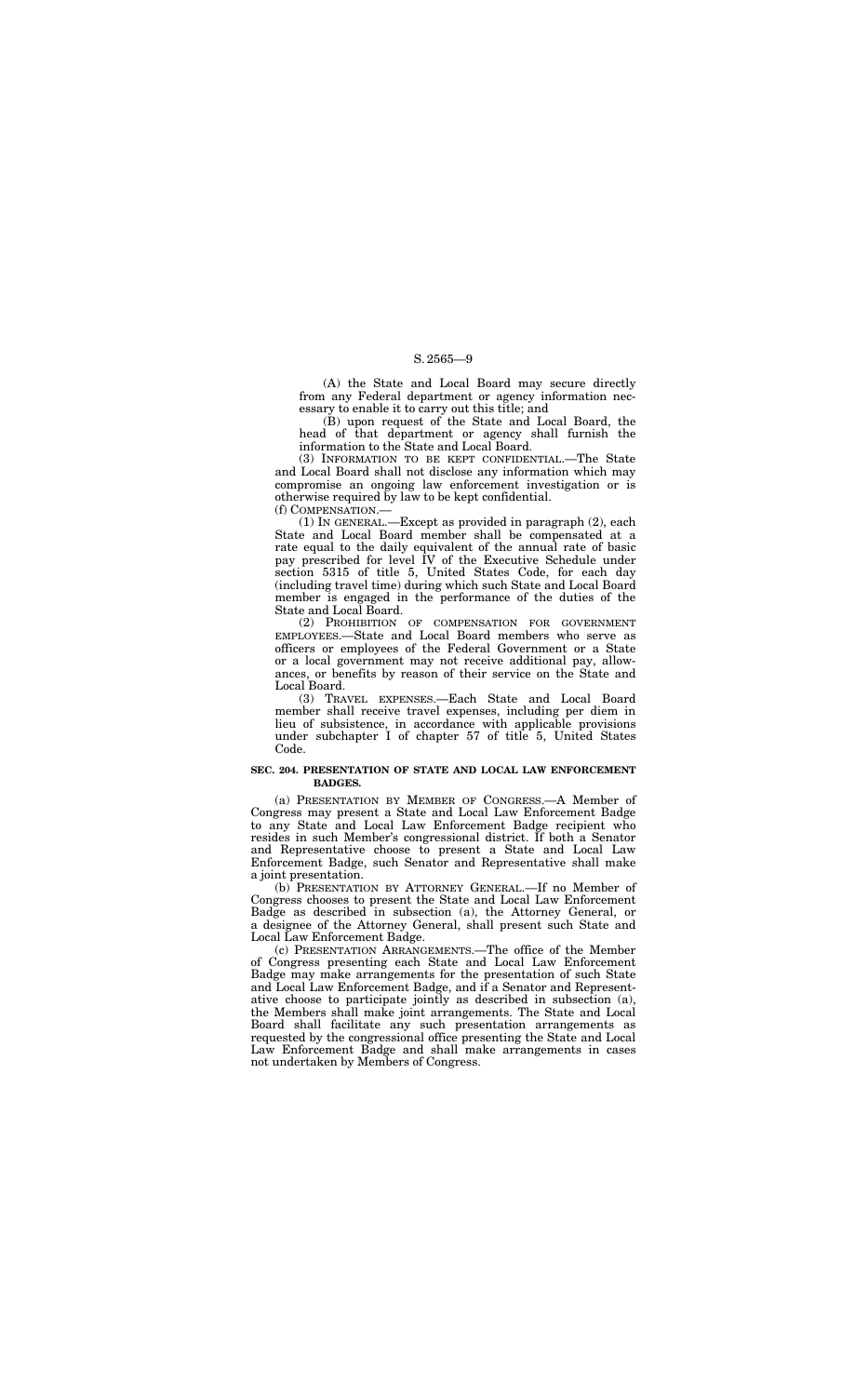(A) the State and Local Board may secure directly from any Federal department or agency information necessary to enable it to carry out this title; and

(B) upon request of the State and Local Board, the head of that department or agency shall furnish the information to the State and Local Board.

(3) INFORMATION TO BE KEPT CONFIDENTIAL.—The State and Local Board shall not disclose any information which may compromise an ongoing law enforcement investigation or is otherwise required by law to be kept confidential.

(f) COMPENSATION.—

(1) IN GENERAL.—Except as provided in paragraph (2), each State and Local Board member shall be compensated at a rate equal to the daily equivalent of the annual rate of basic pay prescribed for level IV of the Executive Schedule under section 5315 of title 5, United States Code, for each day (including travel time) during which such State and Local Board member is engaged in the performance of the duties of the State and Local Board.

(2) PROHIBITION OF COMPENSATION FOR GOVERNMENT EMPLOYEES.—State and Local Board members who serve as officers or employees of the Federal Government or a State or a local government may not receive additional pay, allowances, or benefits by reason of their service on the State and Local Board.

(3) TRAVEL EXPENSES.—Each State and Local Board member shall receive travel expenses, including per diem in lieu of subsistence, in accordance with applicable provisions under subchapter I of chapter 57 of title 5, United States Code.

**SEC. 204. PRESENTATION OF STATE AND LOCAL LAW ENFORCEMENT BADGES.**

(a) PRESENTATION BY MEMBER OF CONGRESS.—A Member of Congress may present a State and Local Law Enforcement Badge to any State and Local Law Enforcement Badge recipient who resides in such Member's congressional district. If both a Senator and Representative choose to present a State and Local Law Enforcement Badge, such Senator and Representative shall make a joint presentation.

(b) PRESENTATION BY ATTORNEY GENERAL.—If no Member of Congress chooses to present the State and Local Law Enforcement Badge as described in subsection (a), the Attorney General, or a designee of the Attorney General, shall present such State and Local Law Enforcement Badge.

(c) PRESENTATION ARRANGEMENTS.—The office of the Member of Congress presenting each State and Local Law Enforcement Badge may make arrangements for the presentation of such State and Local Law Enforcement Badge, and if a Senator and Representative choose to participate jointly as described in subsection (a), the Members shall make joint arrangements. The State and Local Board shall facilitate any such presentation arrangements as requested by the congressional office presenting the State and Local Law Enforcement Badge and shall make arrangements in cases not undertaken by Members of Congress.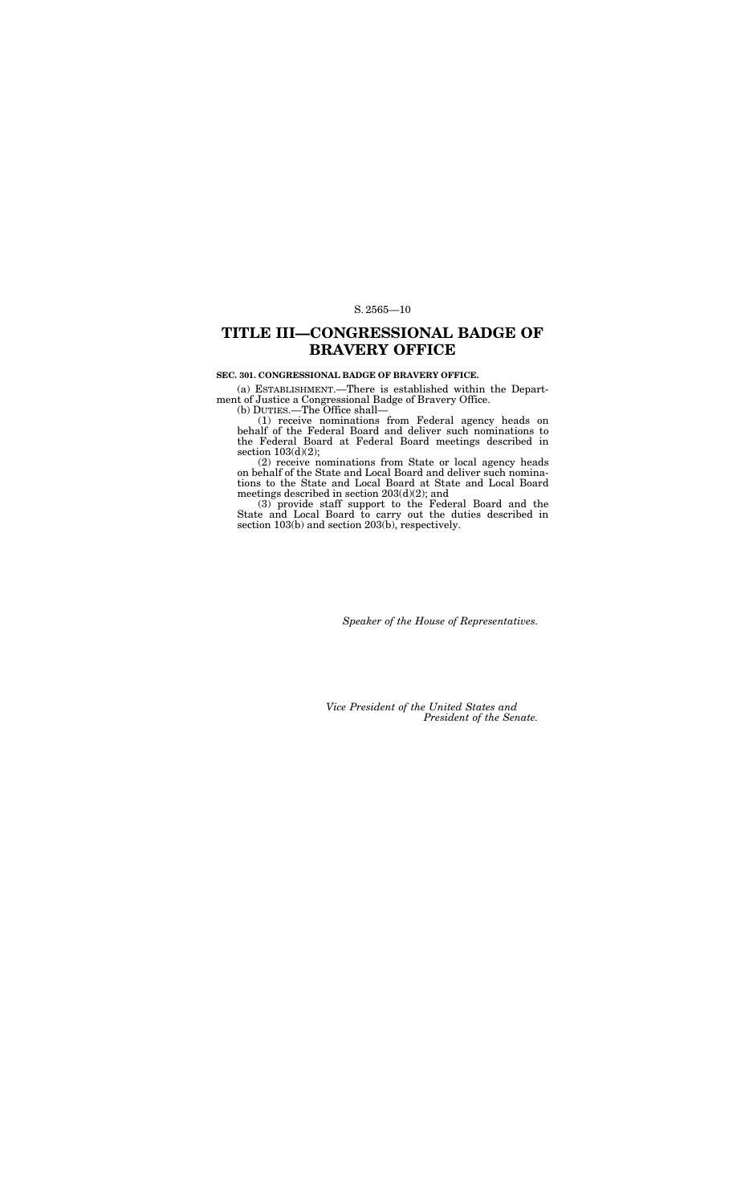# TITLE III—CONGRESSIONAL BADGE OF BRAVERY OFFICE

**SEC. 301. CONGRESSIONAL BADGE OF BRAVERY OFFICE.**

(a) ESTABLISHMENT.—There is established within the Department of Justice a Congressional Badge of Bravery Office.

(b) DUTIES.—The Office shall—

(1) receive nominations from Federal agency heads on behalf of the Federal Board and deliver such nominations to the Federal Board at Federal Board meetings described in section 103(d)(2);

(2) receive nominations from State or local agency heads on behalf of the State and Local Board and deliver such nominations to the State and Local Board at State and Local Board meetings described in section 203(d)(2); and

(3) provide staff support to the Federal Board and the State and Local Board to carry out the duties described in section 103(b) and section 203(b), respectively.

*Speaker of the House of Representatives.*

*Vice President of the United States and President of the Senate.*